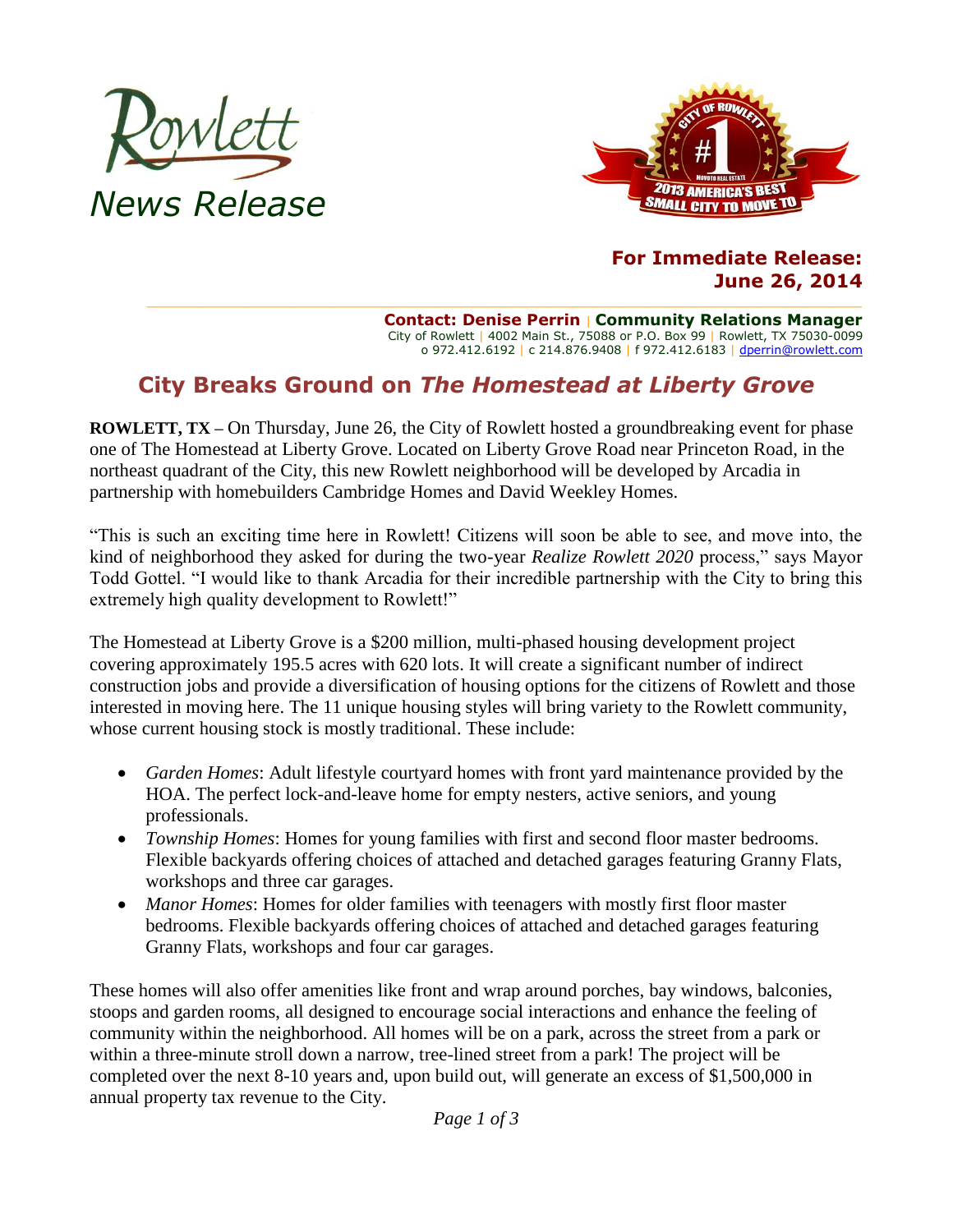Rowlett

*News Release*

**For Immediate Release:**
**June 26, 2014**

**Contact: Denise Perrin | Community Relations Manager**
City of Rowlett | 4002 Main St., 75088 or P.O. Box 99 | Rowlett, TX 75030-0099
o 972.412.6192 | c 214.876.9408 | f 972.412.6183 | dperrin@rowlett.com

## City Breaks Ground on *The Homestead at Liberty Grove*

**ROWLETT, TX –** On Thursday, June 26, the City of Rowlett hosted a groundbreaking event for phase one of The Homestead at Liberty Grove. Located on Liberty Grove Road near Princeton Road, in the northeast quadrant of the City, this new Rowlett neighborhood will be developed by Arcadia in partnership with homebuilders Cambridge Homes and David Weekley Homes.

"This is such an exciting time here in Rowlett! Citizens will soon be able to see, and move into, the kind of neighborhood they asked for during the two-year *Realize Rowlett 2020* process," says Mayor Todd Gottel. "I would like to thank Arcadia for their incredible partnership with the City to bring this extremely high quality development to Rowlett!"

The Homestead at Liberty Grove is a $200 million, multi-phased housing development project covering approximately 195.5 acres with 620 lots. It will create a significant number of indirect construction jobs and provide a diversification of housing options for the citizens of Rowlett and those interested in moving here. The 11 unique housing styles will bring variety to the Rowlett community, whose current housing stock is mostly traditional. These include:

- *Garden Homes*: Adult lifestyle courtyard homes with front yard maintenance provided by the HOA. The perfect lock-and-leave home for empty nesters, active seniors, and young professionals.
- *Township Homes*: Homes for young families with first and second floor master bedrooms. Flexible backyards offering choices of attached and detached garages featuring Granny Flats, workshops and three car garages.
- *Manor Homes*: Homes for older families with teenagers with mostly first floor master bedrooms. Flexible backyards offering choices of attached and detached garages featuring Granny Flats, workshops and four car garages.

These homes will also offer amenities like front and wrap around porches, bay windows, balconies, stoops and garden rooms, all designed to encourage social interactions and enhance the feeling of community within the neighborhood. All homes will be on a park, across the street from a park or within a three-minute stroll down a narrow, tree-lined street from a park! The project will be completed over the next 8-10 years and, upon build out, will generate an excess of $1,500,000 in annual property tax revenue to the City.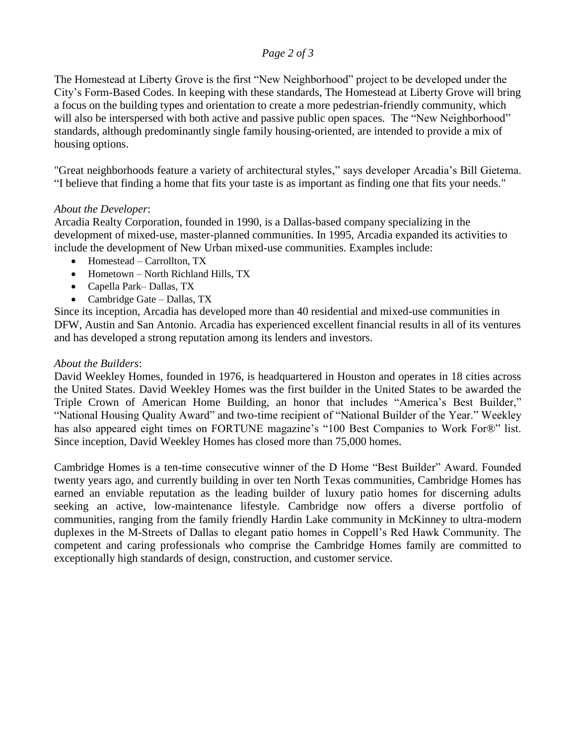The Homestead at Liberty Grove is the first "New Neighborhood" project to be developed under the City's Form-Based Codes. In keeping with these standards, The Homestead at Liberty Grove will bring a focus on the building types and orientation to create a more pedestrian-friendly community, which will also be interspersed with both active and passive public open spaces. The "New Neighborhood" standards, although predominantly single family housing-oriented, are intended to provide a mix of housing options.

"Great neighborhoods feature a variety of architectural styles," says developer Arcadia's Bill Gietema. "I believe that finding a home that fits your taste is as important as finding one that fits your needs."

*About the Developer*:
Arcadia Realty Corporation, founded in 1990, is a Dallas-based company specializing in the development of mixed-use, master-planned communities. In 1995, Arcadia expanded its activities to include the development of New Urban mixed-use communities. Examples include:

- Homestead – Carrollton, TX
- Hometown – North Richland Hills, TX
- Capella Park– Dallas, TX
- Cambridge Gate – Dallas, TX

Since its inception, Arcadia has developed more than 40 residential and mixed-use communities in DFW, Austin and San Antonio. Arcadia has experienced excellent financial results in all of its ventures and has developed a strong reputation among its lenders and investors.

*About the Builders*:
David Weekley Homes, founded in 1976, is headquartered in Houston and operates in 18 cities across the United States. David Weekley Homes was the first builder in the United States to be awarded the Triple Crown of American Home Building, an honor that includes "America's Best Builder," "National Housing Quality Award" and two-time recipient of "National Builder of the Year." Weekley has also appeared eight times on FORTUNE magazine's "100 Best Companies to Work For®" list. Since inception, David Weekley Homes has closed more than 75,000 homes.

Cambridge Homes is a ten-time consecutive winner of the D Home "Best Builder" Award. Founded twenty years ago, and currently building in over ten North Texas communities, Cambridge Homes has earned an enviable reputation as the leading builder of luxury patio homes for discerning adults seeking an active, low-maintenance lifestyle. Cambridge now offers a diverse portfolio of communities, ranging from the family friendly Hardin Lake community in McKinney to ultra-modern duplexes in the M-Streets of Dallas to elegant patio homes in Coppell's Red Hawk Community. The competent and caring professionals who comprise the Cambridge Homes family are committed to exceptionally high standards of design, construction, and customer service.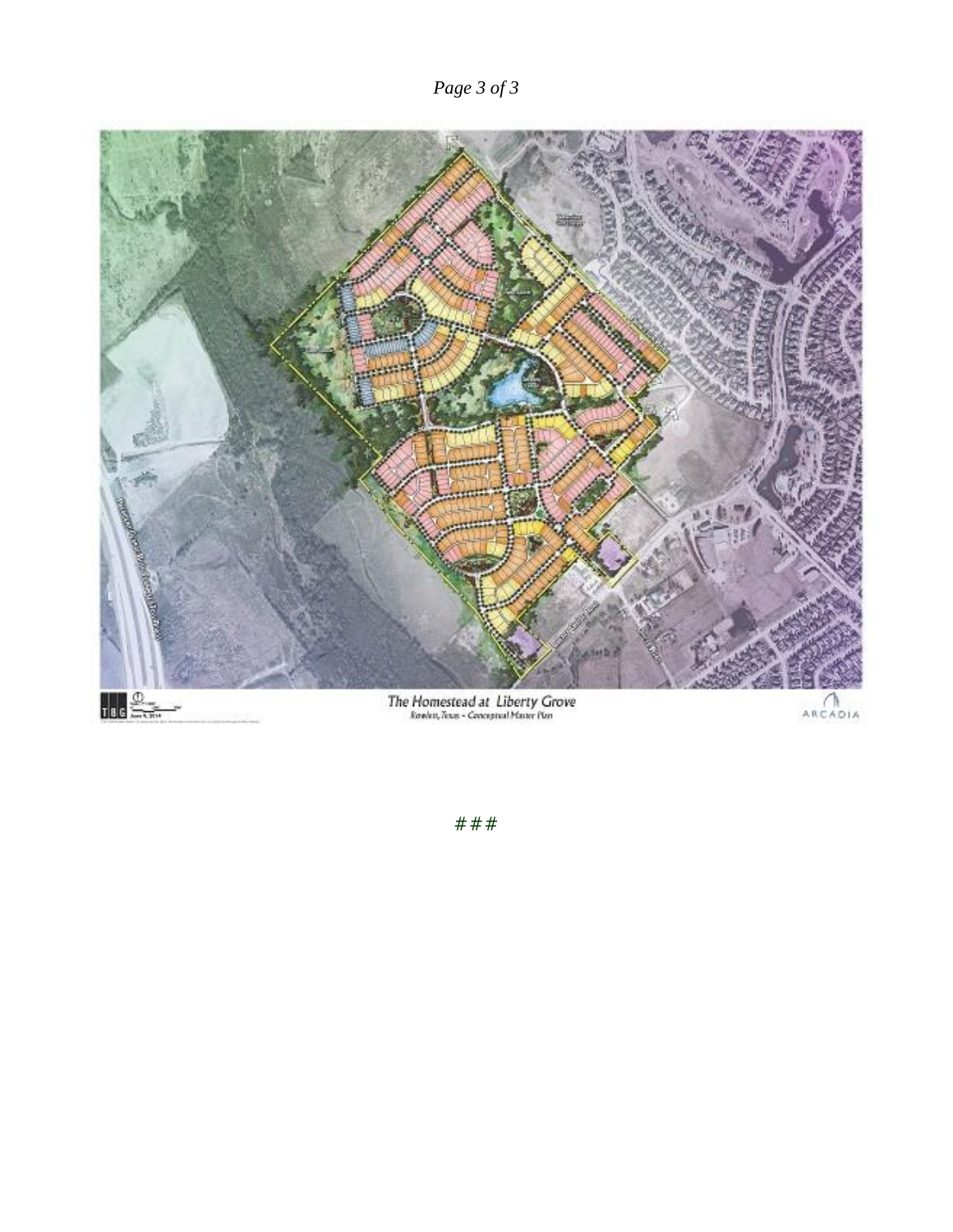The Homestead at Liberty Grove

Rowlett, Texas - Conceptual Master Plan

ARCADIA

###